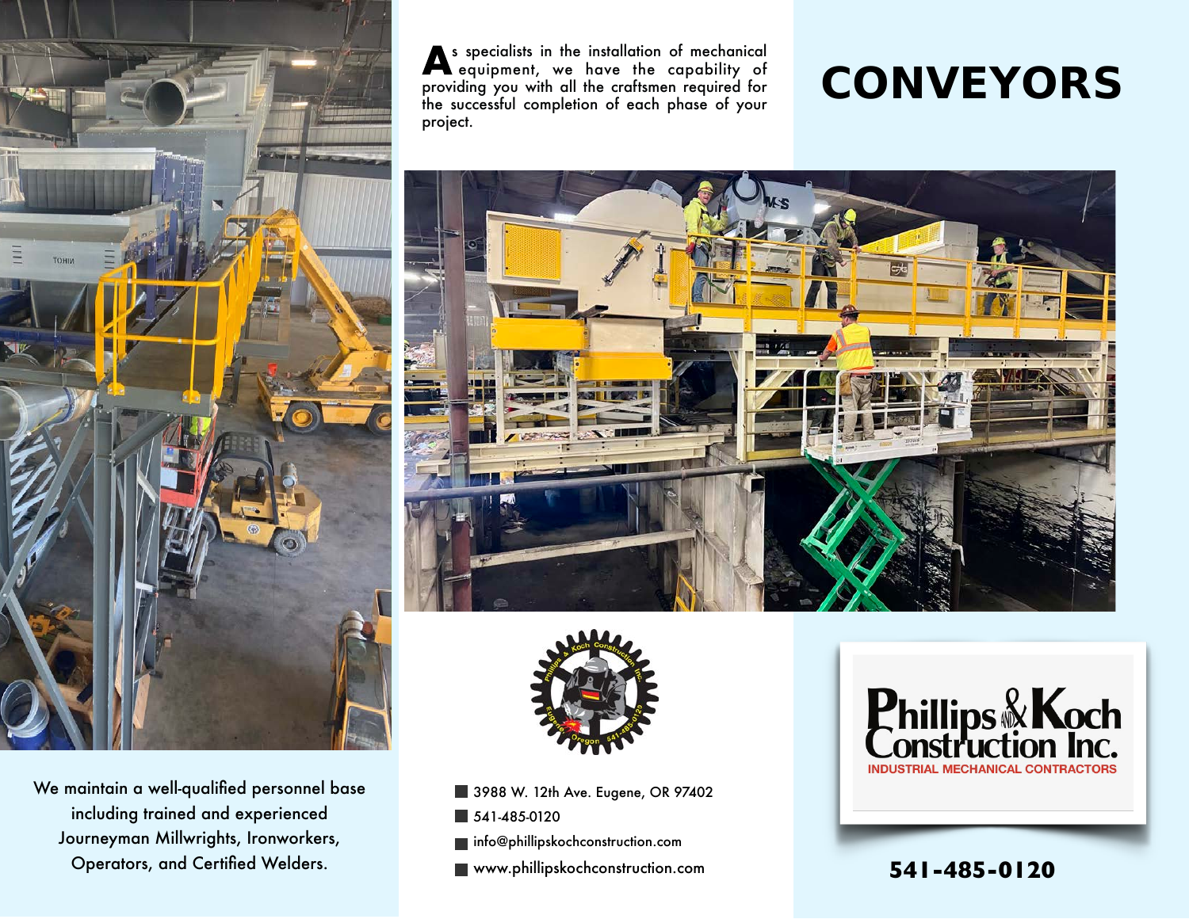# CONVEYORS

As specialists in the installation of mechanical equipment, we have the capability of providing you with all the craftsmen required for the successful completion of each phase of your project.

We maintain a well-qualified personnel base including trained and experienced Journeyman Millwrights, Ironworkers, Operators, and Certified Welders.

- 3988 W. 12th Ave. Eugene, OR 97402
- 541-485-0120
- info@phillipskochconstruction.com
- www.phillipskochconstruction.com

**Phillips & Koch Construction Inc.**

INDUSTRIAL MECHANICAL CONTRACTORS

**541-485-0120**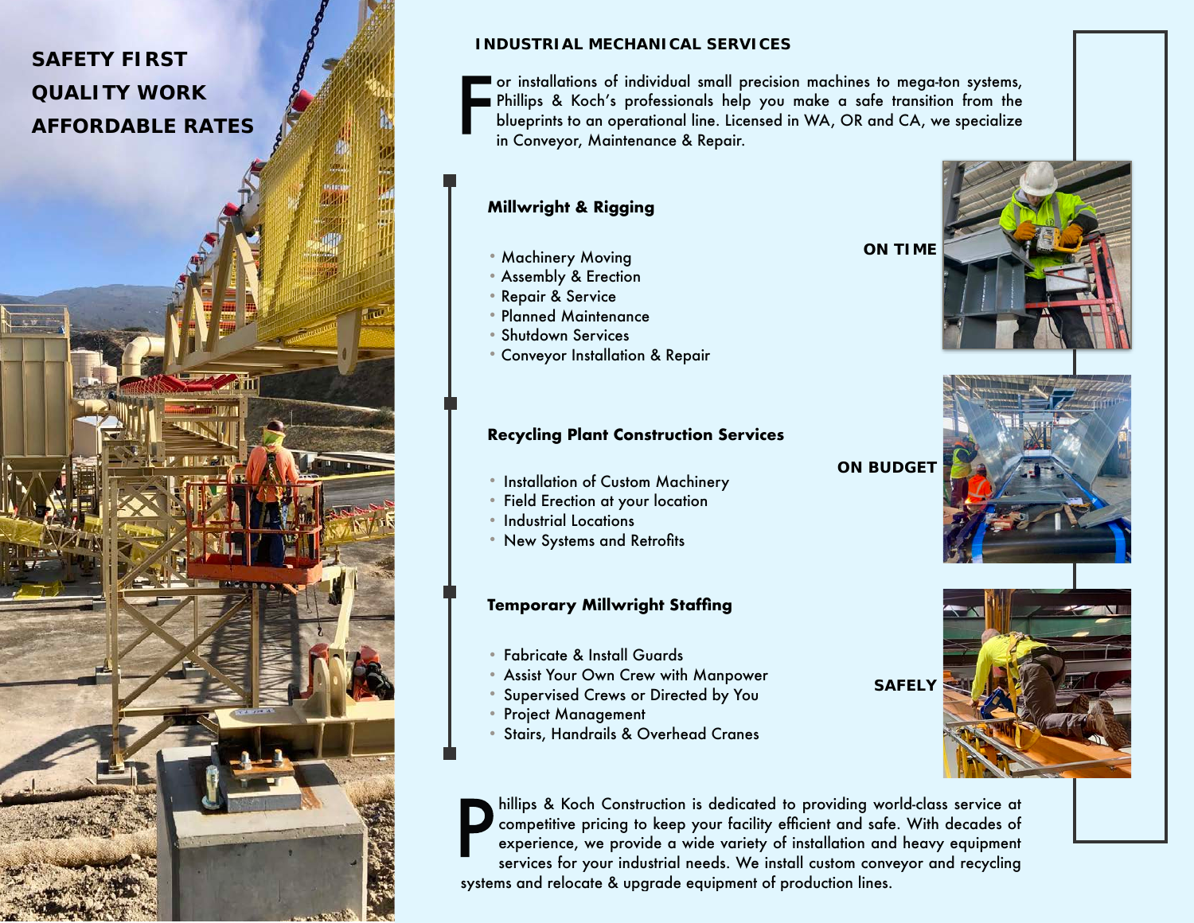SAFETY FIRST
QUALITY WORK
AFFORDABLE RATES

## INDUSTRIAL MECHANICAL SERVICES

For installations of individual small precision machines to mega-ton systems, Phillips & Koch's professionals help you make a safe transition from the blueprints to an operational line. Licensed in WA, OR and CA, we specialize in Conveyor, Maintenance & Repair.

### Millwright & Rigging

- Machinery Moving
- Assembly & Erection
- Repair & Service
- Planned Maintenance
- Shutdown Services
- Conveyor Installation & Repair

**ON TIME**

### Recycling Plant Construction Services

- Installation of Custom Machinery
- Field Erection at your location
- Industrial Locations
- New Systems and Retrofits

**ON BUDGET**

### Temporary Millwright Staffing

- Fabricate & Install Guards
- Assist Your Own Crew with Manpower
- Supervised Crews or Directed by You
- Project Management
- Stairs, Handrails & Overhead Cranes

**SAFELY**

Phillips & Koch Construction is dedicated to providing world-class service at competitive pricing to keep your facility efficient and safe. With decades of experience, we provide a wide variety of installation and heavy equipment services for your industrial needs. We install custom conveyor and recycling systems and relocate & upgrade equipment of production lines.